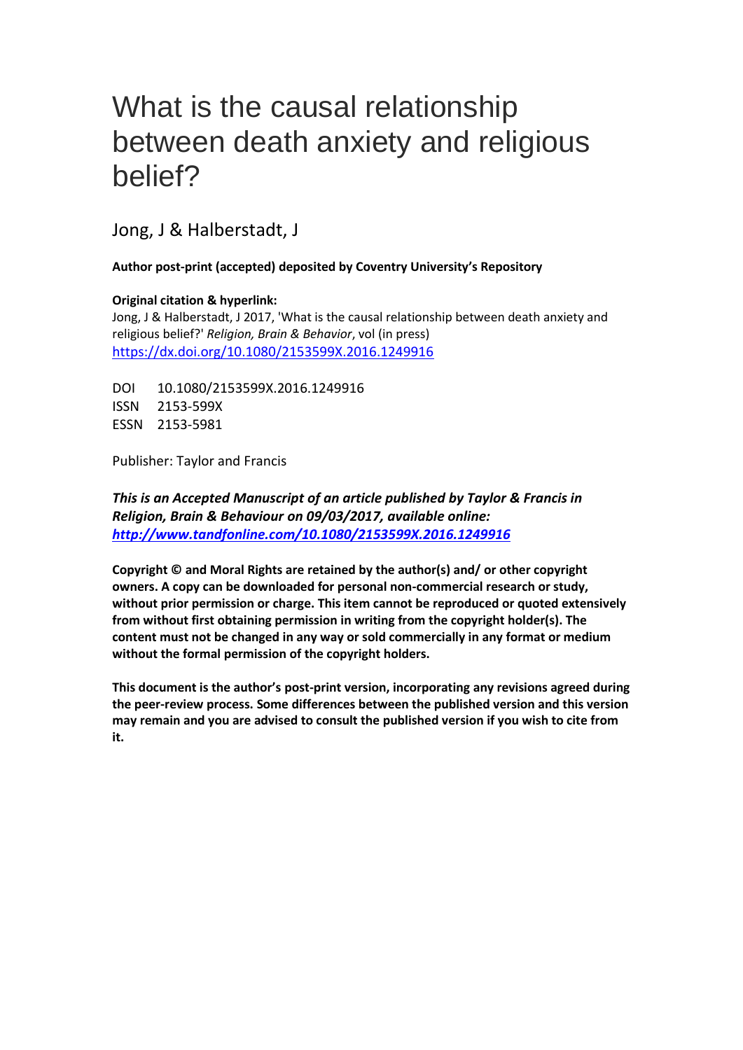# What is the causal relationship between death anxiety and religious belief?

Jong, J & Halberstadt, J

**Author post-print (accepted) deposited by Coventry University's Repository**

**Original citation & hyperlink:**
Jong, J & Halberstadt, J 2017, 'What is the causal relationship between death anxiety and religious belief?' *Religion, Brain & Behavior*, vol (in press)
https://dx.doi.org/10.1080/2153599X.2016.1249916

DOI 10.1080/2153599X.2016.1249916
ISSN 2153-599X
ESSN 2153-5981

Publisher: Taylor and Francis

***This is an Accepted Manuscript of an article published by Taylor & Francis in Religion, Brain & Behaviour on 09/03/2017, available online: http://www.tandfonline.com/10.1080/2153599X.2016.1249916***

**Copyright © and Moral Rights are retained by the author(s) and/ or other copyright owners. A copy can be downloaded for personal non-commercial research or study, without prior permission or charge. This item cannot be reproduced or quoted extensively from without first obtaining permission in writing from the copyright holder(s). The content must not be changed in any way or sold commercially in any format or medium without the formal permission of the copyright holders.**

**This document is the author's post-print version, incorporating any revisions agreed during the peer-review process. Some differences between the published version and this version may remain and you are advised to consult the published version if you wish to cite from it.**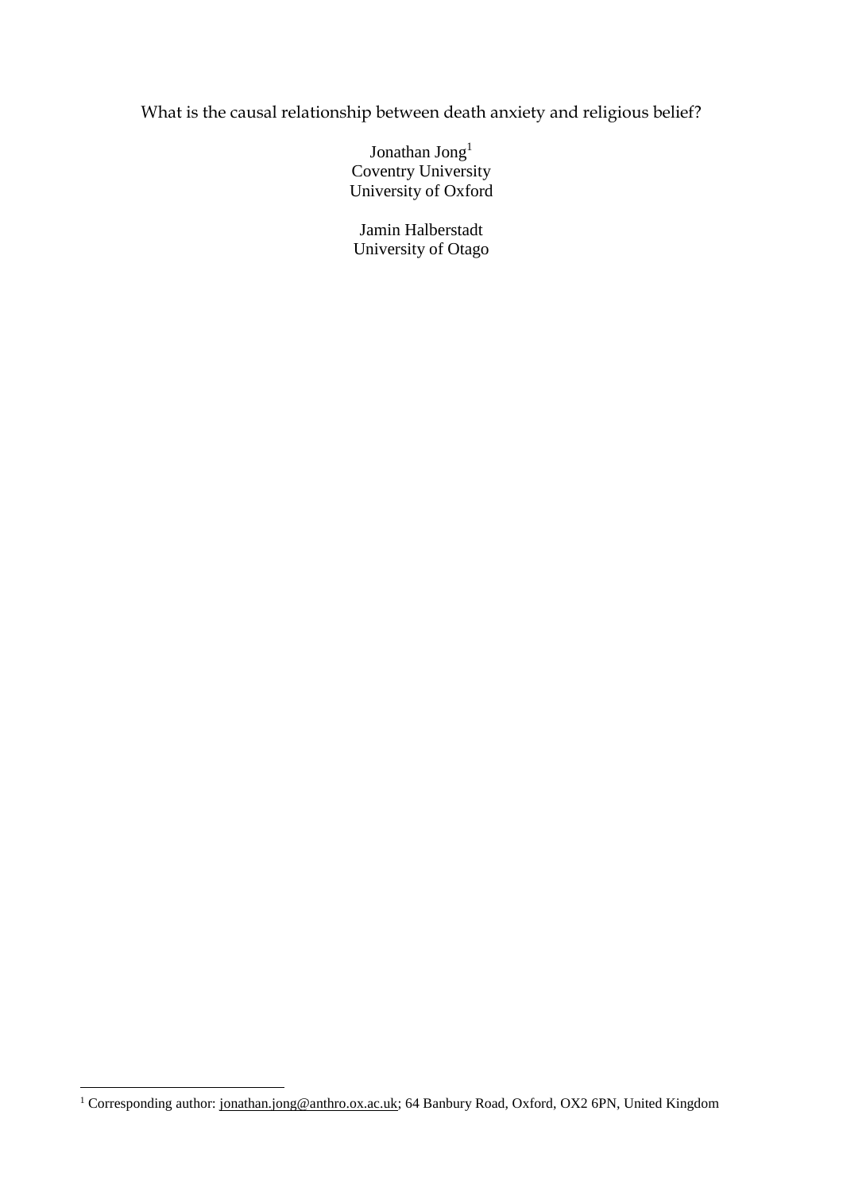# What is the causal relationship between death anxiety and religious belief?

Jonathan Jong[1]
Coventry University
University of Oxford

Jamin Halberstadt
University of Otago

[1] Corresponding author: jonathan.jong@anthro.ox.ac.uk; 64 Banbury Road, Oxford, OX2 6PN, United Kingdom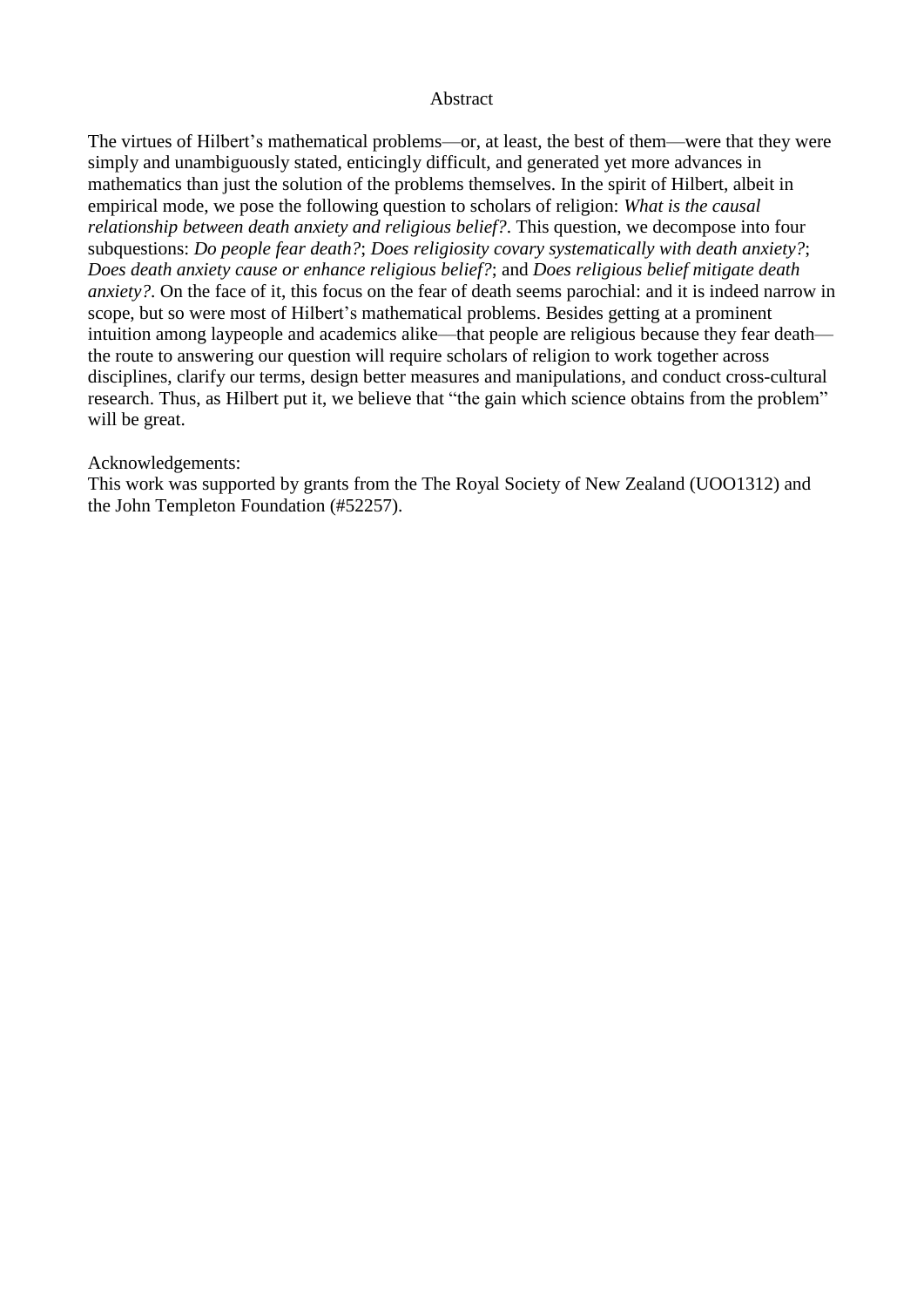# Abstract

The virtues of Hilbert's mathematical problems—or, at least, the best of them—were that they were simply and unambiguously stated, enticingly difficult, and generated yet more advances in mathematics than just the solution of the problems themselves. In the spirit of Hilbert, albeit in empirical mode, we pose the following question to scholars of religion: *What is the causal relationship between death anxiety and religious belief?*. This question, we decompose into four subquestions: *Do people fear death?*; *Does religiosity covary systematically with death anxiety?*; *Does death anxiety cause or enhance religious belief?*; and *Does religious belief mitigate death anxiety?*. On the face of it, this focus on the fear of death seems parochial: and it is indeed narrow in scope, but so were most of Hilbert's mathematical problems. Besides getting at a prominent intuition among laypeople and academics alike—that people are religious because they fear death—the route to answering our question will require scholars of religion to work together across disciplines, clarify our terms, design better measures and manipulations, and conduct cross-cultural research. Thus, as Hilbert put it, we believe that "the gain which science obtains from the problem" will be great.

Acknowledgements:

This work was supported by grants from the The Royal Society of New Zealand (UOO1312) and the John Templeton Foundation (#52257).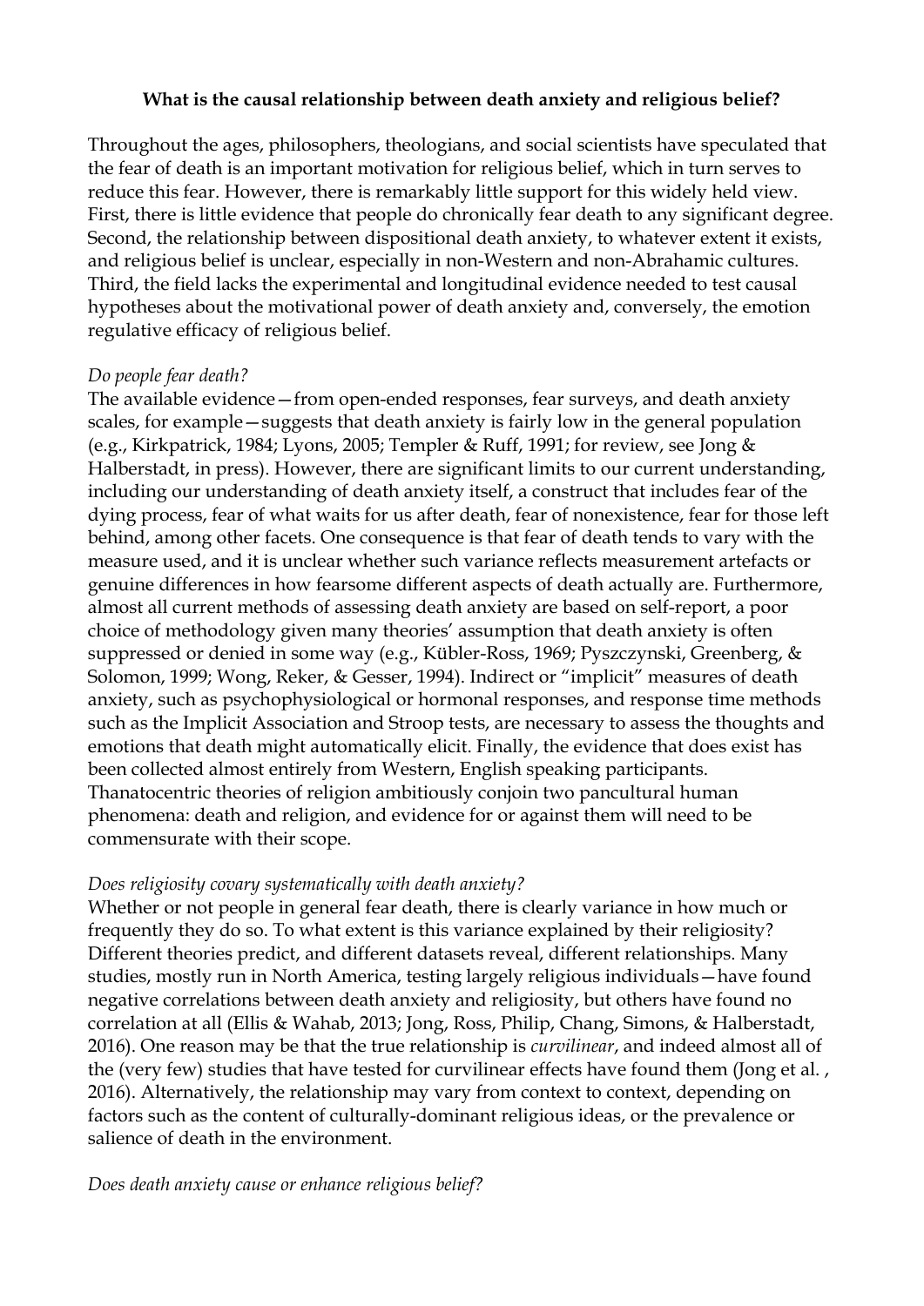**What is the causal relationship between death anxiety and religious belief?**

Throughout the ages, philosophers, theologians, and social scientists have speculated that the fear of death is an important motivation for religious belief, which in turn serves to reduce this fear. However, there is remarkably little support for this widely held view. First, there is little evidence that people do chronically fear death to any significant degree. Second, the relationship between dispositional death anxiety, to whatever extent it exists, and religious belief is unclear, especially in non-Western and non-Abrahamic cultures. Third, the field lacks the experimental and longitudinal evidence needed to test causal hypotheses about the motivational power of death anxiety and, conversely, the emotion regulative efficacy of religious belief.

*Do people fear death?*

The available evidence—from open-ended responses, fear surveys, and death anxiety scales, for example—suggests that death anxiety is fairly low in the general population (e.g., Kirkpatrick, 1984; Lyons, 2005; Templer & Ruff, 1991; for review, see Jong & Halberstadt, in press). However, there are significant limits to our current understanding, including our understanding of death anxiety itself, a construct that includes fear of the dying process, fear of what waits for us after death, fear of nonexistence, fear for those left behind, among other facets. One consequence is that fear of death tends to vary with the measure used, and it is unclear whether such variance reflects measurement artefacts or genuine differences in how fearsome different aspects of death actually are. Furthermore, almost all current methods of assessing death anxiety are based on self-report, a poor choice of methodology given many theories' assumption that death anxiety is often suppressed or denied in some way (e.g., Kübler-Ross, 1969; Pyszczynski, Greenberg, & Solomon, 1999; Wong, Reker, & Gesser, 1994). Indirect or "implicit" measures of death anxiety, such as psychophysiological or hormonal responses, and response time methods such as the Implicit Association and Stroop tests, are necessary to assess the thoughts and emotions that death might automatically elicit. Finally, the evidence that does exist has been collected almost entirely from Western, English speaking participants. Thanatocentric theories of religion ambitiously conjoin two pancultural human phenomena: death and religion, and evidence for or against them will need to be commensurate with their scope.

*Does religiosity covary systematically with death anxiety?*

Whether or not people in general fear death, there is clearly variance in how much or frequently they do so. To what extent is this variance explained by their religiosity? Different theories predict, and different datasets reveal, different relationships. Many studies, mostly run in North America, testing largely religious individuals—have found negative correlations between death anxiety and religiosity, but others have found no correlation at all (Ellis & Wahab, 2013; Jong, Ross, Philip, Chang, Simons, & Halberstadt, 2016). One reason may be that the true relationship is *curvilinear*, and indeed almost all of the (very few) studies that have tested for curvilinear effects have found them (Jong et al. , 2016). Alternatively, the relationship may vary from context to context, depending on factors such as the content of culturally-dominant religious ideas, or the prevalence or salience of death in the environment.

*Does death anxiety cause or enhance religious belief?*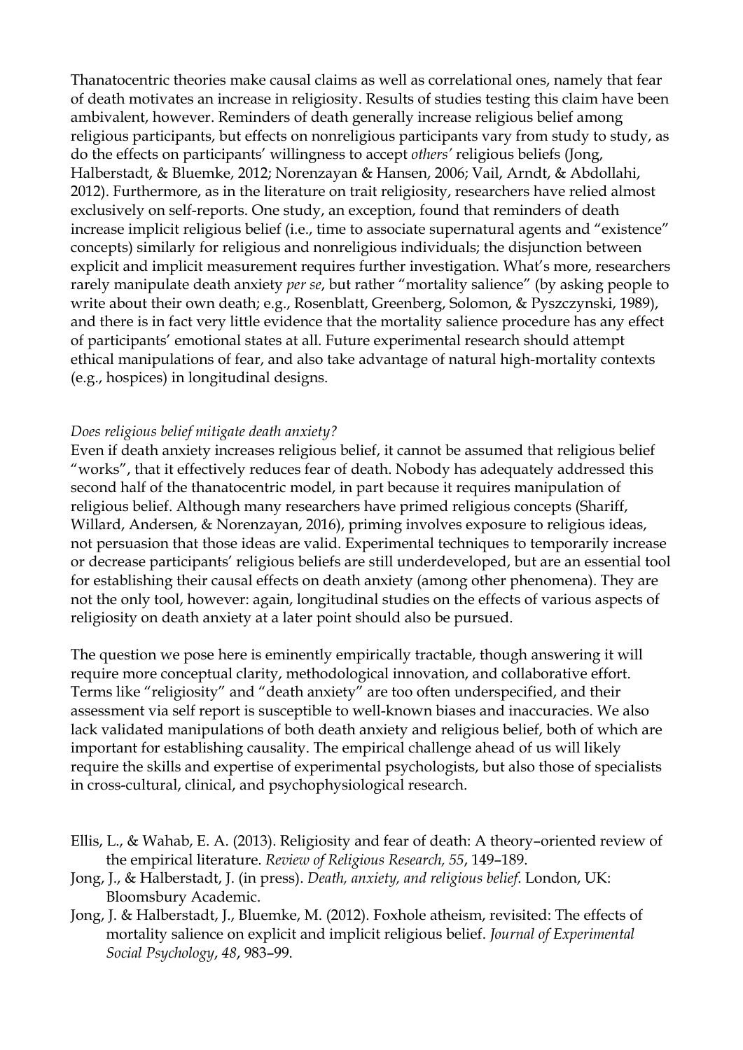Thanatocentric theories make causal claims as well as correlational ones, namely that fear of death motivates an increase in religiosity. Results of studies testing this claim have been ambivalent, however. Reminders of death generally increase religious belief among religious participants, but effects on nonreligious participants vary from study to study, as do the effects on participants' willingness to accept *others'* religious beliefs (Jong, Halberstadt, & Bluemke, 2012; Norenzayan & Hansen, 2006; Vail, Arndt, & Abdollahi, 2012). Furthermore, as in the literature on trait religiosity, researchers have relied almost exclusively on self-reports. One study, an exception, found that reminders of death increase implicit religious belief (i.e., time to associate supernatural agents and "existence" concepts) similarly for religious and nonreligious individuals; the disjunction between explicit and implicit measurement requires further investigation. What's more, researchers rarely manipulate death anxiety *per se*, but rather "mortality salience" (by asking people to write about their own death; e.g., Rosenblatt, Greenberg, Solomon, & Pyszczynski, 1989), and there is in fact very little evidence that the mortality salience procedure has any effect of participants' emotional states at all. Future experimental research should attempt ethical manipulations of fear, and also take advantage of natural high-mortality contexts (e.g., hospices) in longitudinal designs.

*Does religious belief mitigate death anxiety?*

Even if death anxiety increases religious belief, it cannot be assumed that religious belief "works", that it effectively reduces fear of death. Nobody has adequately addressed this second half of the thanatocentric model, in part because it requires manipulation of religious belief. Although many researchers have primed religious concepts (Shariff, Willard, Andersen, & Norenzayan, 2016), priming involves exposure to religious ideas, not persuasion that those ideas are valid. Experimental techniques to temporarily increase or decrease participants' religious beliefs are still underdeveloped, but are an essential tool for establishing their causal effects on death anxiety (among other phenomena). They are not the only tool, however: again, longitudinal studies on the effects of various aspects of religiosity on death anxiety at a later point should also be pursued.

The question we pose here is eminently empirically tractable, though answering it will require more conceptual clarity, methodological innovation, and collaborative effort. Terms like "religiosity" and "death anxiety" are too often underspecified, and their assessment via self report is susceptible to well-known biases and inaccuracies. We also lack validated manipulations of both death anxiety and religious belief, both of which are important for establishing causality. The empirical challenge ahead of us will likely require the skills and expertise of experimental psychologists, but also those of specialists in cross-cultural, clinical, and psychophysiological research.

Ellis, L., & Wahab, E. A. (2013). Religiosity and fear of death: A theory–oriented review of the empirical literature. *Review of Religious Research, 55*, 149–189.

Jong, J., & Halberstadt, J. (in press). *Death, anxiety, and religious belief.* London, UK: Bloomsbury Academic.

Jong, J. & Halberstadt, J., Bluemke, M. (2012). Foxhole atheism, revisited: The effects of mortality salience on explicit and implicit religious belief. *Journal of Experimental Social Psychology*, *48*, 983–99.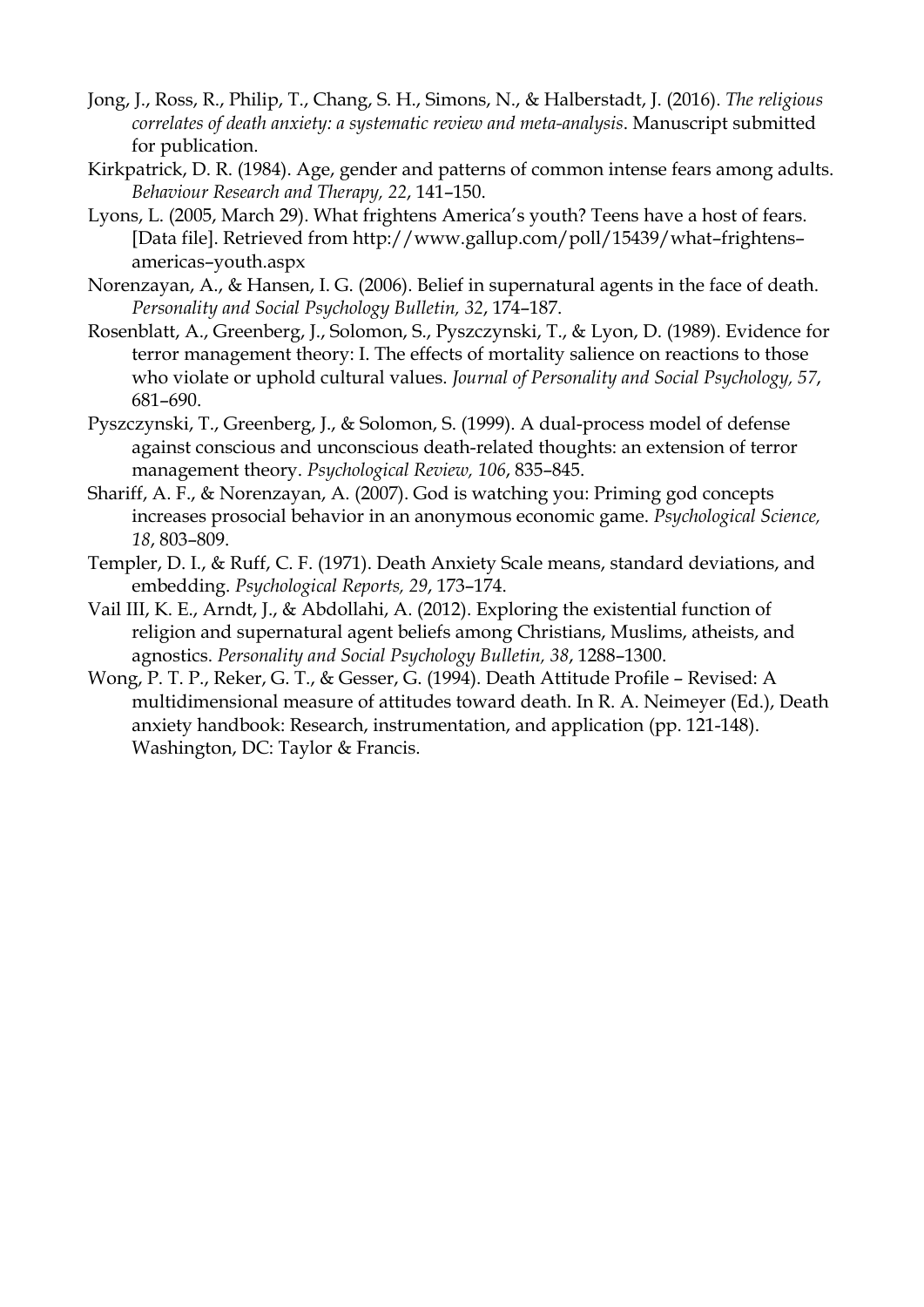Jong, J., Ross, R., Philip, T., Chang, S. H., Simons, N., & Halberstadt, J. (2016). *The religious correlates of death anxiety: a systematic review and meta-analysis*. Manuscript submitted for publication.

Kirkpatrick, D. R. (1984). Age, gender and patterns of common intense fears among adults. *Behaviour Research and Therapy, 22*, 141–150.

Lyons, L. (2005, March 29). What frightens America's youth? Teens have a host of fears. [Data file]. Retrieved from http://www.gallup.com/poll/15439/what–frightens–americas–youth.aspx

Norenzayan, A., & Hansen, I. G. (2006). Belief in supernatural agents in the face of death. *Personality and Social Psychology Bulletin, 32*, 174–187.

Rosenblatt, A., Greenberg, J., Solomon, S., Pyszczynski, T., & Lyon, D. (1989). Evidence for terror management theory: I. The effects of mortality salience on reactions to those who violate or uphold cultural values. *Journal of Personality and Social Psychology, 57*, 681–690.

Pyszczynski, T., Greenberg, J., & Solomon, S. (1999). A dual-process model of defense against conscious and unconscious death-related thoughts: an extension of terror management theory. *Psychological Review, 106*, 835–845.

Shariff, A. F., & Norenzayan, A. (2007). God is watching you: Priming god concepts increases prosocial behavior in an anonymous economic game. *Psychological Science, 18*, 803–809.

Templer, D. I., & Ruff, C. F. (1971). Death Anxiety Scale means, standard deviations, and embedding. *Psychological Reports, 29*, 173–174.

Vail III, K. E., Arndt, J., & Abdollahi, A. (2012). Exploring the existential function of religion and supernatural agent beliefs among Christians, Muslims, atheists, and agnostics. *Personality and Social Psychology Bulletin, 38*, 1288–1300.

Wong, P. T. P., Reker, G. T., & Gesser, G. (1994). Death Attitude Profile – Revised: A multidimensional measure of attitudes toward death. In R. A. Neimeyer (Ed.), Death anxiety handbook: Research, instrumentation, and application (pp. 121-148). Washington, DC: Taylor & Francis.